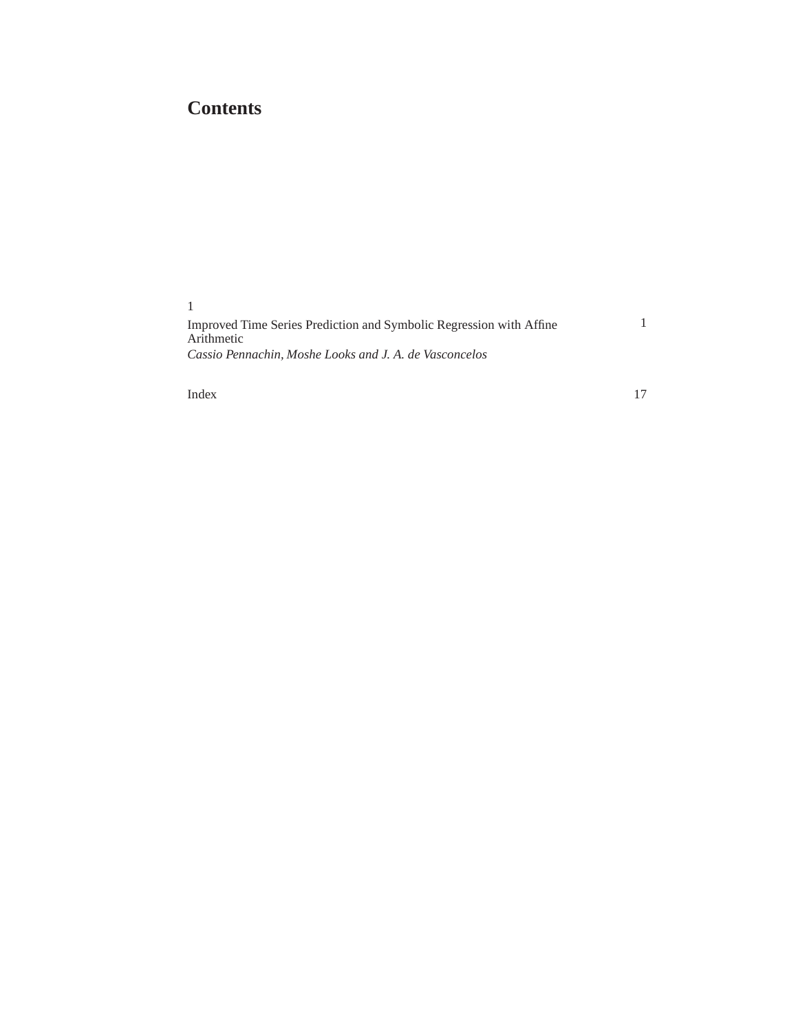# Contents

1
Improved Time Series Prediction and Symbolic Regression with Affine Arithmetic ........ 1
*Cassio Pennachin, Moshe Looks and J. A. de Vasconcelos*

Index ........ 17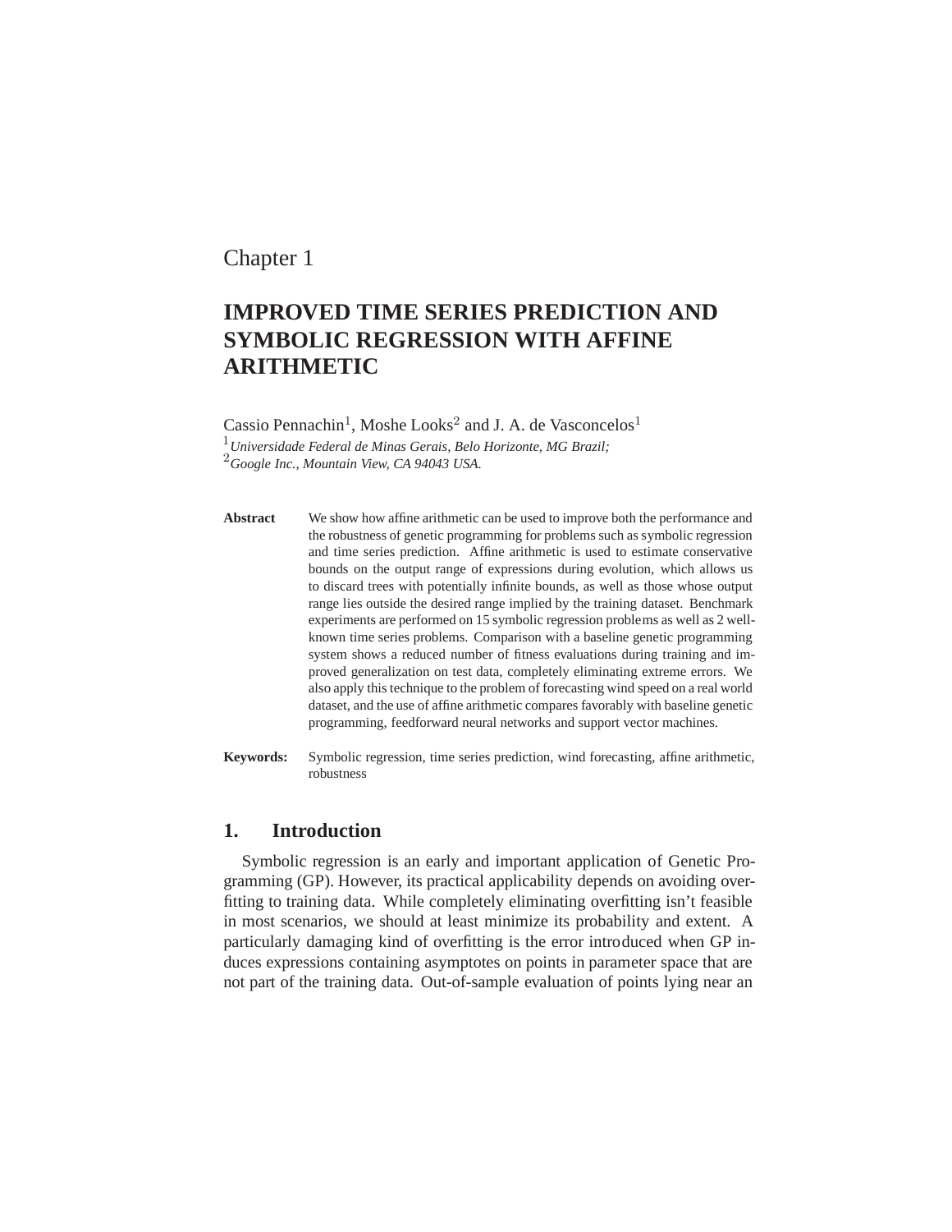Chapter 1

# IMPROVED TIME SERIES PREDICTION AND SYMBOLIC REGRESSION WITH AFFINE ARITHMETIC

Cassio Pennachin[1], Moshe Looks[2] and J. A. de Vasconcelos[1]

[1]*Universidade Federal de Minas Gerais, Belo Horizonte, MG Brazil;*

[2]*Google Inc., Mountain View, CA 94043 USA.*

**Abstract** We show how affine arithmetic can be used to improve both the performance and the robustness of genetic programming for problems such as symbolic regression and time series prediction. Affine arithmetic is used to estimate conservative bounds on the output range of expressions during evolution, which allows us to discard trees with potentially infinite bounds, as well as those whose output range lies outside the desired range implied by the training dataset. Benchmark experiments are performed on 15 symbolic regression problems as well as 2 well-known time series problems. Comparison with a baseline genetic programming system shows a reduced number of fitness evaluations during training and improved generalization on test data, completely eliminating extreme errors. We also apply this technique to the problem of forecasting wind speed on a real world dataset, and the use of affine arithmetic compares favorably with baseline genetic programming, feedforward neural networks and support vector machines.

**Keywords:** Symbolic regression, time series prediction, wind forecasting, affine arithmetic, robustness

## 1. Introduction

Symbolic regression is an early and important application of Genetic Programming (GP). However, its practical applicability depends on avoiding overfitting to training data. While completely eliminating overfitting isn't feasible in most scenarios, we should at least minimize its probability and extent. A particularly damaging kind of overfitting is the error introduced when GP induces expressions containing asymptotes on points in parameter space that are not part of the training data. Out-of-sample evaluation of points lying near an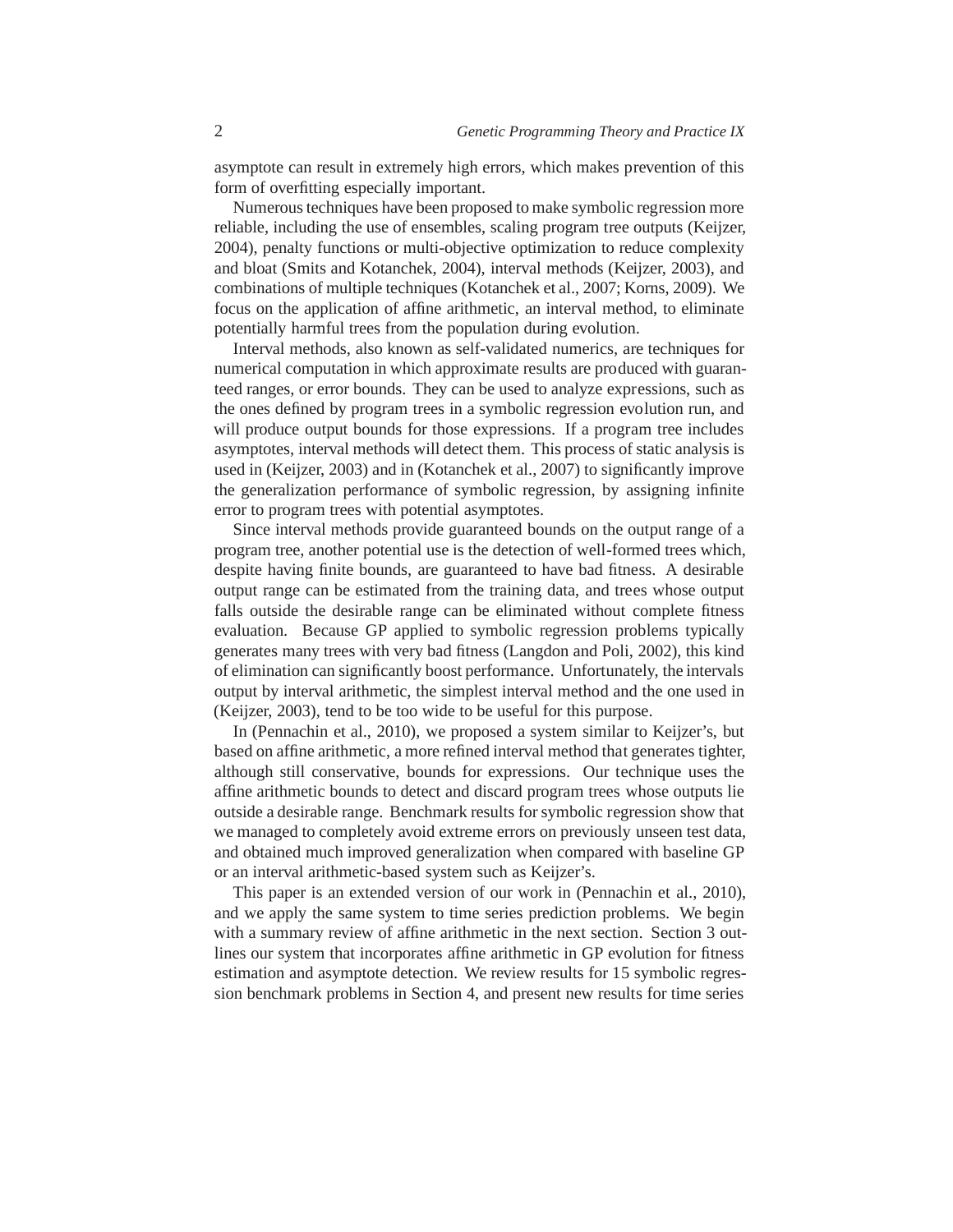asymptote can result in extremely high errors, which makes prevention of this form of overfitting especially important.

Numerous techniques have been proposed to make symbolic regression more reliable, including the use of ensembles, scaling program tree outputs (Keijzer, 2004), penalty functions or multi-objective optimization to reduce complexity and bloat (Smits and Kotanchek, 2004), interval methods (Keijzer, 2003), and combinations of multiple techniques (Kotanchek et al., 2007; Korns, 2009). We focus on the application of affine arithmetic, an interval method, to eliminate potentially harmful trees from the population during evolution.

Interval methods, also known as self-validated numerics, are techniques for numerical computation in which approximate results are produced with guaranteed ranges, or error bounds. They can be used to analyze expressions, such as the ones defined by program trees in a symbolic regression evolution run, and will produce output bounds for those expressions. If a program tree includes asymptotes, interval methods will detect them. This process of static analysis is used in (Keijzer, 2003) and in (Kotanchek et al., 2007) to significantly improve the generalization performance of symbolic regression, by assigning infinite error to program trees with potential asymptotes.

Since interval methods provide guaranteed bounds on the output range of a program tree, another potential use is the detection of well-formed trees which, despite having finite bounds, are guaranteed to have bad fitness. A desirable output range can be estimated from the training data, and trees whose output falls outside the desirable range can be eliminated without complete fitness evaluation. Because GP applied to symbolic regression problems typically generates many trees with very bad fitness (Langdon and Poli, 2002), this kind of elimination can significantly boost performance. Unfortunately, the intervals output by interval arithmetic, the simplest interval method and the one used in (Keijzer, 2003), tend to be too wide to be useful for this purpose.

In (Pennachin et al., 2010), we proposed a system similar to Keijzer's, but based on affine arithmetic, a more refined interval method that generates tighter, although still conservative, bounds for expressions. Our technique uses the affine arithmetic bounds to detect and discard program trees whose outputs lie outside a desirable range. Benchmark results for symbolic regression show that we managed to completely avoid extreme errors on previously unseen test data, and obtained much improved generalization when compared with baseline GP or an interval arithmetic-based system such as Keijzer's.

This paper is an extended version of our work in (Pennachin et al., 2010), and we apply the same system to time series prediction problems. We begin with a summary review of affine arithmetic in the next section. Section 3 outlines our system that incorporates affine arithmetic in GP evolution for fitness estimation and asymptote detection. We review results for 15 symbolic regression benchmark problems in Section 4, and present new results for time series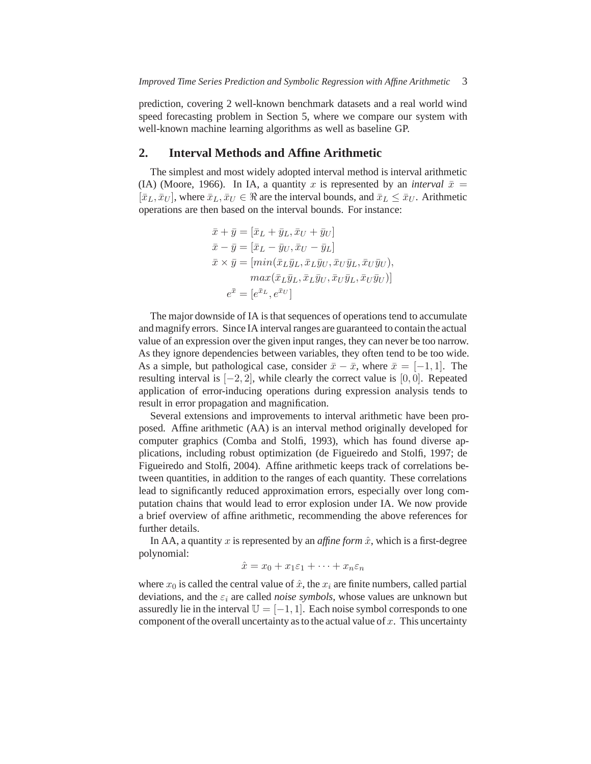prediction, covering 2 well-known benchmark datasets and a real world wind speed forecasting problem in Section 5, where we compare our system with well-known machine learning algorithms as well as baseline GP.

## 2. Interval Methods and Affine Arithmetic

The simplest and most widely adopted interval method is interval arithmetic (IA) (Moore, 1966). In IA, a quantity $x$ is represented by an *interval* $\bar{x} = [\bar{x}_L, \bar{x}_U]$, where $\bar{x}_L, \bar{x}_U \in \Re$ are the interval bounds, and $\bar{x}_L \leq \bar{x}_U$. Arithmetic operations are then based on the interval bounds. For instance:

$$
\begin{aligned}
\bar{x} + \bar{y} &= [\bar{x}_L + \bar{y}_L, \bar{x}_U + \bar{y}_U] \\
\bar{x} - \bar{y} &= [\bar{x}_L - \bar{y}_U, \bar{x}_U - \bar{y}_L] \\
\bar{x} \times \bar{y} &= [min(\bar{x}_L\bar{y}_L, \bar{x}_L\bar{y}_U, \bar{x}_U\bar{y}_L, \bar{x}_U\bar{y}_U), \\
&\quad\; max(\bar{x}_L\bar{y}_L, \bar{x}_L\bar{y}_U, \bar{x}_U\bar{y}_L, \bar{x}_U\bar{y}_U)] \\
e^{\bar{x}} &= [e^{\bar{x}_L}, e^{\bar{x}_U}]
\end{aligned}
$$

The major downside of IA is that sequences of operations tend to accumulate and magnify errors. Since IA interval ranges are guaranteed to contain the actual value of an expression over the given input ranges, they can never be too narrow. As they ignore dependencies between variables, they often tend to be too wide. As a simple, but pathological case, consider $\bar{x} - \bar{x}$, where $\bar{x} = [-1, 1]$. The resulting interval is $[-2, 2]$, while clearly the correct value is $[0, 0]$. Repeated application of error-inducing operations during expression analysis tends to result in error propagation and magnification.

Several extensions and improvements to interval arithmetic have been proposed. Affine arithmetic (AA) is an interval method originally developed for computer graphics (Comba and Stolfi, 1993), which has found diverse applications, including robust optimization (de Figueiredo and Stolfi, 1997; de Figueiredo and Stolfi, 2004). Affine arithmetic keeps track of correlations between quantities, in addition to the ranges of each quantity. These correlations lead to significantly reduced approximation errors, especially over long computation chains that would lead to error explosion under IA. We now provide a brief overview of affine arithmetic, recommending the above references for further details.

In AA, a quantity $x$ is represented by an *affine form* $\hat{x}$, which is a first-degree polynomial:

$$\hat{x} = x_0 + x_1\varepsilon_1 + \cdots + x_n\varepsilon_n$$

where $x_0$ is called the central value of $\hat{x}$, the $x_i$ are finite numbers, called partial deviations, and the $\varepsilon_i$ are called *noise symbols*, whose values are unknown but assuredly lie in the interval $\mathbb{U} = [-1, 1]$. Each noise symbol corresponds to one component of the overall uncertainty as to the actual value of $x$. This uncertainty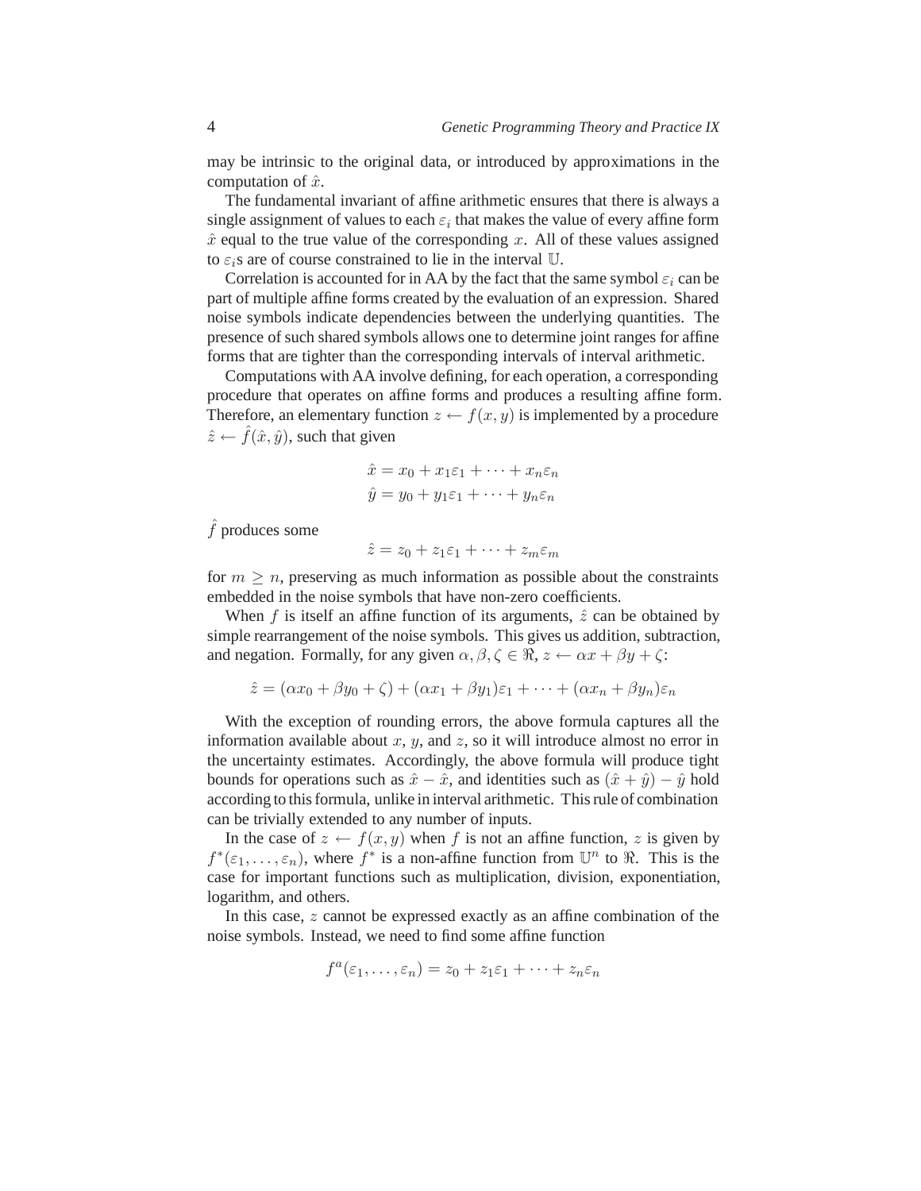may be intrinsic to the original data, or introduced by approximations in the computation of $\hat{x}$.

The fundamental invariant of affine arithmetic ensures that there is always a single assignment of values to each $\varepsilon_i$ that makes the value of every affine form $\hat{x}$ equal to the true value of the corresponding $x$. All of these values assigned to $\varepsilon_i$s are of course constrained to lie in the interval $\mathbb{U}$.

Correlation is accounted for in AA by the fact that the same symbol $\varepsilon_i$ can be part of multiple affine forms created by the evaluation of an expression. Shared noise symbols indicate dependencies between the underlying quantities. The presence of such shared symbols allows one to determine joint ranges for affine forms that are tighter than the corresponding intervals of interval arithmetic.

Computations with AA involve defining, for each operation, a corresponding procedure that operates on affine forms and produces a resulting affine form. Therefore, an elementary function $z \leftarrow f(x, y)$ is implemented by a procedure $\hat{z} \leftarrow \hat{f}(\hat{x}, \hat{y})$, such that given

$$\hat{x} = x_0 + x_1\varepsilon_1 + \cdots + x_n\varepsilon_n$$
$$\hat{y} = y_0 + y_1\varepsilon_1 + \cdots + y_n\varepsilon_n$$

$\hat{f}$ produces some

$$\hat{z} = z_0 + z_1\varepsilon_1 + \cdots + z_m\varepsilon_m$$

for $m \geq n$, preserving as much information as possible about the constraints embedded in the noise symbols that have non-zero coefficients.

When $f$ is itself an affine function of its arguments, $\hat{z}$ can be obtained by simple rearrangement of the noise symbols. This gives us addition, subtraction, and negation. Formally, for any given $\alpha, \beta, \zeta \in \Re$, $z \leftarrow \alpha x + \beta y + \zeta$:

$$\hat{z} = (\alpha x_0 + \beta y_0 + \zeta) + (\alpha x_1 + \beta y_1)\varepsilon_1 + \cdots + (\alpha x_n + \beta y_n)\varepsilon_n$$

With the exception of rounding errors, the above formula captures all the information available about $x$, $y$, and $z$, so it will introduce almost no error in the uncertainty estimates. Accordingly, the above formula will produce tight bounds for operations such as $\hat{x} - \hat{x}$, and identities such as $(\hat{x} + \hat{y}) - \hat{y}$ hold according to this formula, unlike in interval arithmetic. This rule of combination can be trivially extended to any number of inputs.

In the case of $z \leftarrow f(x, y)$ when $f$ is not an affine function, $z$ is given by $f^*(\varepsilon_1, \ldots, \varepsilon_n)$, where $f^*$ is a non-affine function from $\mathbb{U}^n$ to $\Re$. This is the case for important functions such as multiplication, division, exponentiation, logarithm, and others.

In this case, $z$ cannot be expressed exactly as an affine combination of the noise symbols. Instead, we need to find some affine function

$$f^a(\varepsilon_1, \ldots, \varepsilon_n) = z_0 + z_1\varepsilon_1 + \cdots + z_n\varepsilon_n$$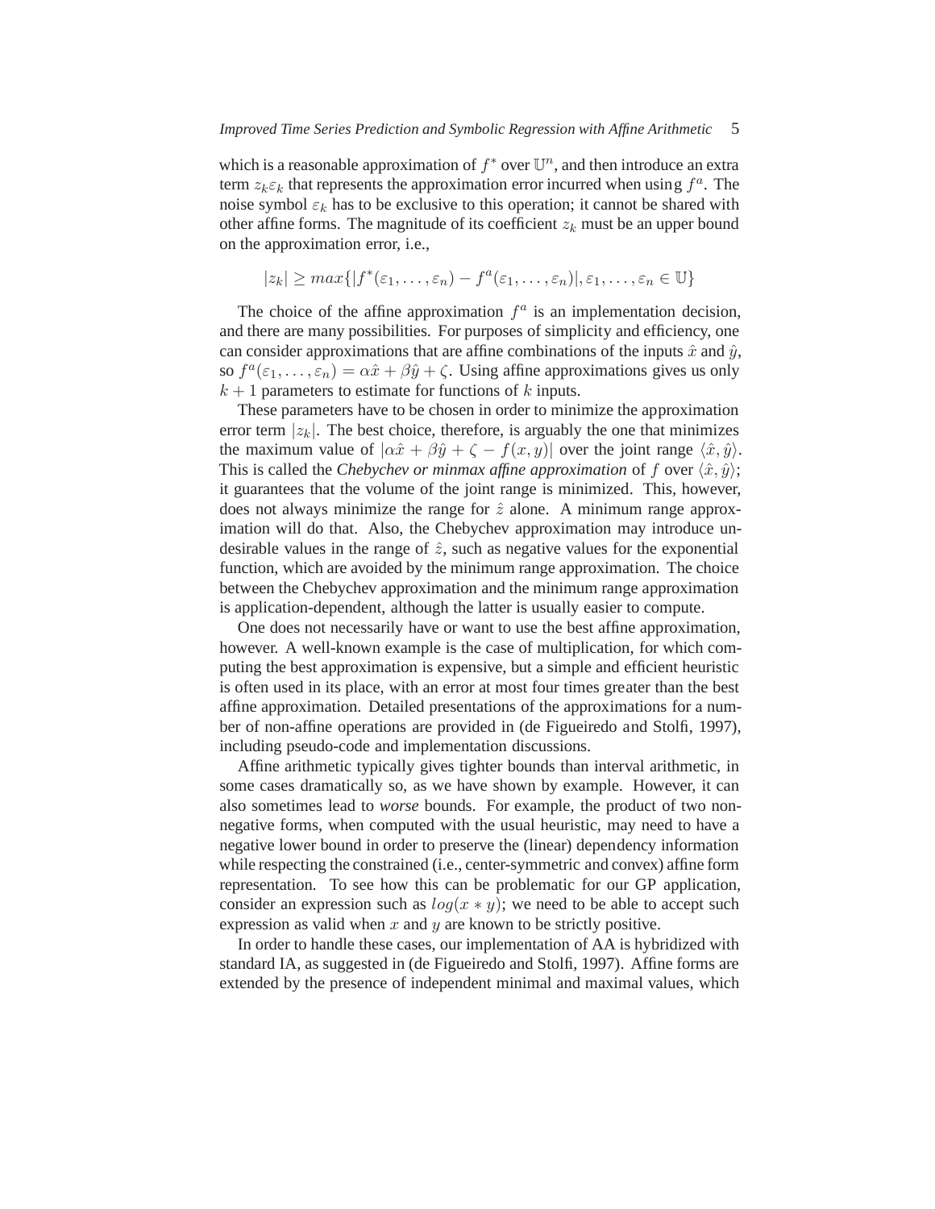which is a reasonable approximation of $f^*$ over $\mathbb{U}^n$, and then introduce an extra term $z_k\varepsilon_k$ that represents the approximation error incurred when using $f^a$. The noise symbol $\varepsilon_k$ has to be exclusive to this operation; it cannot be shared with other affine forms. The magnitude of its coefficient $z_k$ must be an upper bound on the approximation error, i.e.,

$$|z_k| \geq max\{|f^*(\varepsilon_1, \ldots, \varepsilon_n) - f^a(\varepsilon_1, \ldots, \varepsilon_n)|, \varepsilon_1, \ldots, \varepsilon_n \in \mathbb{U}\}$$

The choice of the affine approximation $f^a$ is an implementation decision, and there are many possibilities. For purposes of simplicity and efficiency, one can consider approximations that are affine combinations of the inputs $\hat{x}$ and $\hat{y}$, so $f^a(\varepsilon_1, \ldots, \varepsilon_n) = \alpha\hat{x} + \beta\hat{y} + \zeta$. Using affine approximations gives us only $k + 1$ parameters to estimate for functions of $k$ inputs.

These parameters have to be chosen in order to minimize the approximation error term $|z_k|$. The best choice, therefore, is arguably the one that minimizes the maximum value of $|\alpha\hat{x} + \beta\hat{y} + \zeta - f(x, y)|$ over the joint range $\langle\hat{x}, \hat{y}\rangle$. This is called the *Chebychev or minmax affine approximation* of $f$ over $\langle\hat{x}, \hat{y}\rangle$; it guarantees that the volume of the joint range is minimized. This, however, does not always minimize the range for $\hat{z}$ alone. A minimum range approximation will do that. Also, the Chebychev approximation may introduce undesirable values in the range of $\hat{z}$, such as negative values for the exponential function, which are avoided by the minimum range approximation. The choice between the Chebychev approximation and the minimum range approximation is application-dependent, although the latter is usually easier to compute.

One does not necessarily have or want to use the best affine approximation, however. A well-known example is the case of multiplication, for which computing the best approximation is expensive, but a simple and efficient heuristic is often used in its place, with an error at most four times greater than the best affine approximation. Detailed presentations of the approximations for a number of non-affine operations are provided in (de Figueiredo and Stolfi, 1997), including pseudo-code and implementation discussions.

Affine arithmetic typically gives tighter bounds than interval arithmetic, in some cases dramatically so, as we have shown by example. However, it can also sometimes lead to *worse* bounds. For example, the product of two non-negative forms, when computed with the usual heuristic, may need to have a negative lower bound in order to preserve the (linear) dependency information while respecting the constrained (i.e., center-symmetric and convex) affine form representation. To see how this can be problematic for our GP application, consider an expression such as $log(x * y)$; we need to be able to accept such expression as valid when $x$ and $y$ are known to be strictly positive.

In order to handle these cases, our implementation of AA is hybridized with standard IA, as suggested in (de Figueiredo and Stolfi, 1997). Affine forms are extended by the presence of independent minimal and maximal values, which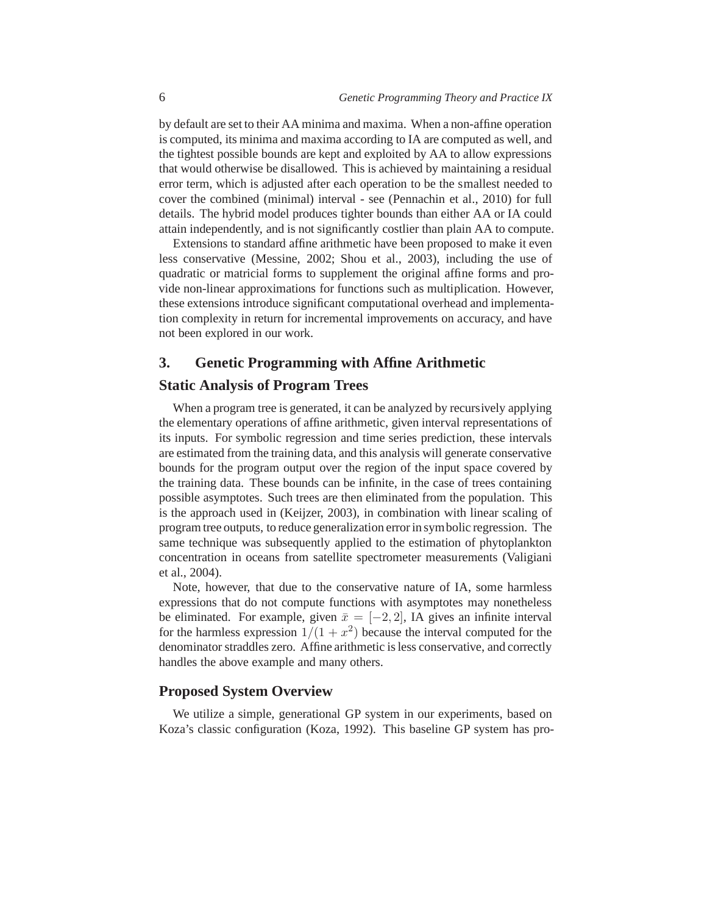by default are set to their AA minima and maxima. When a non-affine operation is computed, its minima and maxima according to IA are computed as well, and the tightest possible bounds are kept and exploited by AA to allow expressions that would otherwise be disallowed. This is achieved by maintaining a residual error term, which is adjusted after each operation to be the smallest needed to cover the combined (minimal) interval - see (Pennachin et al., 2010) for full details. The hybrid model produces tighter bounds than either AA or IA could attain independently, and is not significantly costlier than plain AA to compute.

Extensions to standard affine arithmetic have been proposed to make it even less conservative (Messine, 2002; Shou et al., 2003), including the use of quadratic or matricial forms to supplement the original affine forms and provide non-linear approximations for functions such as multiplication. However, these extensions introduce significant computational overhead and implementation complexity in return for incremental improvements on accuracy, and have not been explored in our work.

## 3. Genetic Programming with Affine Arithmetic

### Static Analysis of Program Trees

When a program tree is generated, it can be analyzed by recursively applying the elementary operations of affine arithmetic, given interval representations of its inputs. For symbolic regression and time series prediction, these intervals are estimated from the training data, and this analysis will generate conservative bounds for the program output over the region of the input space covered by the training data. These bounds can be infinite, in the case of trees containing possible asymptotes. Such trees are then eliminated from the population. This is the approach used in (Keijzer, 2003), in combination with linear scaling of program tree outputs, to reduce generalization error in symbolic regression. The same technique was subsequently applied to the estimation of phytoplankton concentration in oceans from satellite spectrometer measurements (Valigiani et al., 2004).

Note, however, that due to the conservative nature of IA, some harmless expressions that do not compute functions with asymptotes may nonetheless be eliminated. For example, given $\bar{x} = [-2, 2]$, IA gives an infinite interval for the harmless expression $1/(1 + x^2)$ because the interval computed for the denominator straddles zero. Affine arithmetic is less conservative, and correctly handles the above example and many others.

### Proposed System Overview

We utilize a simple, generational GP system in our experiments, based on Koza's classic configuration (Koza, 1992). This baseline GP system has pro-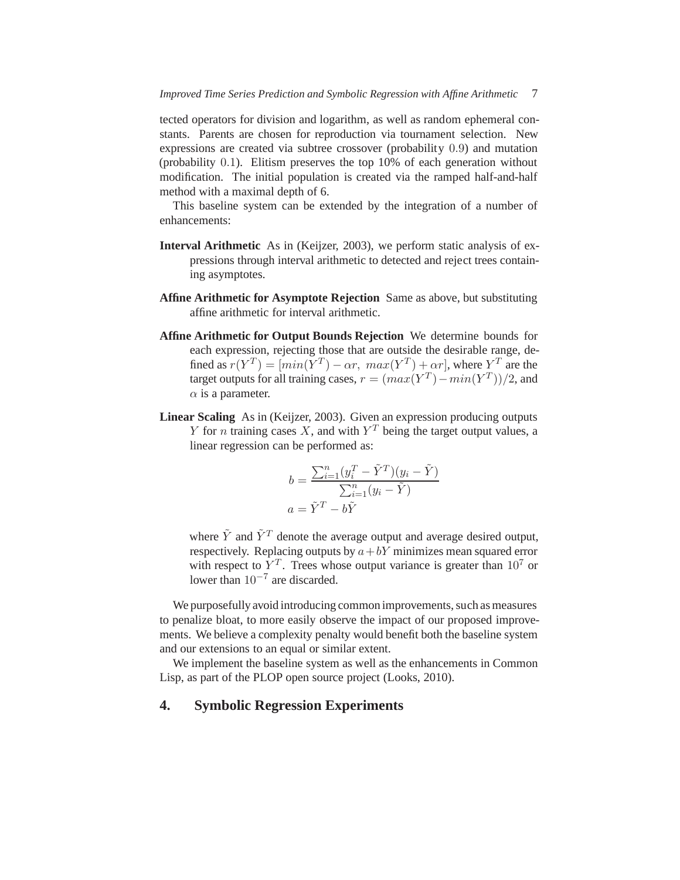tected operators for division and logarithm, as well as random ephemeral constants. Parents are chosen for reproduction via tournament selection. New expressions are created via subtree crossover (probability $0.9$) and mutation (probability $0.1$). Elitism preserves the top 10% of each generation without modification. The initial population is created via the ramped half-and-half method with a maximal depth of 6.

This baseline system can be extended by the integration of a number of enhancements:

**Interval Arithmetic** As in (Keijzer, 2003), we perform static analysis of expressions through interval arithmetic to detected and reject trees containing asymptotes.

**Affine Arithmetic for Asymptote Rejection** Same as above, but substituting affine arithmetic for interval arithmetic.

**Affine Arithmetic for Output Bounds Rejection** We determine bounds for each expression, rejecting those that are outside the desirable range, defined as $r(Y^T) = [min(Y^T) - \alpha r,\ max(Y^T) + \alpha r]$, where $Y^T$ are the target outputs for all training cases, $r = (max(Y^T) - min(Y^T))/2$, and $\alpha$ is a parameter.

**Linear Scaling** As in (Keijzer, 2003). Given an expression producing outputs $Y$ for $n$ training cases $X$, and with $Y^T$ being the target output values, a linear regression can be performed as:

$$
\begin{aligned}
b &= \frac{\sum_{i=1}^{n}(y_i^T - \tilde{Y}^T)(y_i - \tilde{Y})}{\sum_{i=1}^{n}(y_i - \tilde{Y})} \\
a &= \tilde{Y}^T - b\tilde{Y}
\end{aligned}
$$

where $\tilde{Y}$ and $\tilde{Y}^T$ denote the average output and average desired output, respectively. Replacing outputs by $a + bY$ minimizes mean squared error with respect to $Y^T$. Trees whose output variance is greater than $10^7$ or lower than $10^{-7}$ are discarded.

We purposefully avoid introducing common improvements, such as measures to penalize bloat, to more easily observe the impact of our proposed improvements. We believe a complexity penalty would benefit both the baseline system and our extensions to an equal or similar extent.

We implement the baseline system as well as the enhancements in Common Lisp, as part of the PLOP open source project (Looks, 2010).

## 4. Symbolic Regression Experiments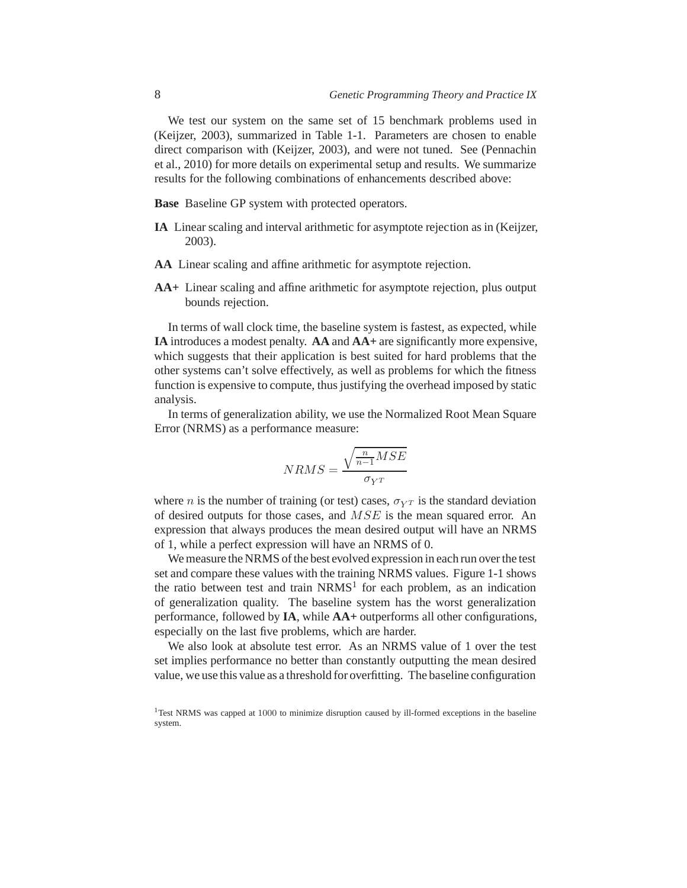We test our system on the same set of 15 benchmark problems used in (Keijzer, 2003), summarized in Table 1-1. Parameters are chosen to enable direct comparison with (Keijzer, 2003), and were not tuned. See (Pennachin et al., 2010) for more details on experimental setup and results. We summarize results for the following combinations of enhancements described above:

**Base** Baseline GP system with protected operators.

**IA** Linear scaling and interval arithmetic for asymptote rejection as in (Keijzer, 2003).

**AA** Linear scaling and affine arithmetic for asymptote rejection.

**AA+** Linear scaling and affine arithmetic for asymptote rejection, plus output bounds rejection.

In terms of wall clock time, the baseline system is fastest, as expected, while **IA** introduces a modest penalty. **AA** and **AA+** are significantly more expensive, which suggests that their application is best suited for hard problems that the other systems can't solve effectively, as well as problems for which the fitness function is expensive to compute, thus justifying the overhead imposed by static analysis.

In terms of generalization ability, we use the Normalized Root Mean Square Error (NRMS) as a performance measure:

$$NRMS = \frac{\sqrt{\frac{n}{n-1}MSE}}{\sigma_{Y^T}}$$

where $n$ is the number of training (or test) cases, $\sigma_{Y^T}$ is the standard deviation of desired outputs for those cases, and $MSE$ is the mean squared error. An expression that always produces the mean desired output will have an NRMS of 1, while a perfect expression will have an NRMS of 0.

We measure the NRMS of the best evolved expression in each run over the test set and compare these values with the training NRMS values. Figure 1-1 shows the ratio between test and train NRMS[1] for each problem, as an indication of generalization quality. The baseline system has the worst generalization performance, followed by **IA**, while **AA+** outperforms all other configurations, especially on the last five problems, which are harder.

We also look at absolute test error. As an NRMS value of 1 over the test set implies performance no better than constantly outputting the mean desired value, we use this value as a threshold for overfitting. The baseline configuration

[1] Test NRMS was capped at 1000 to minimize disruption caused by ill-formed exceptions in the baseline system.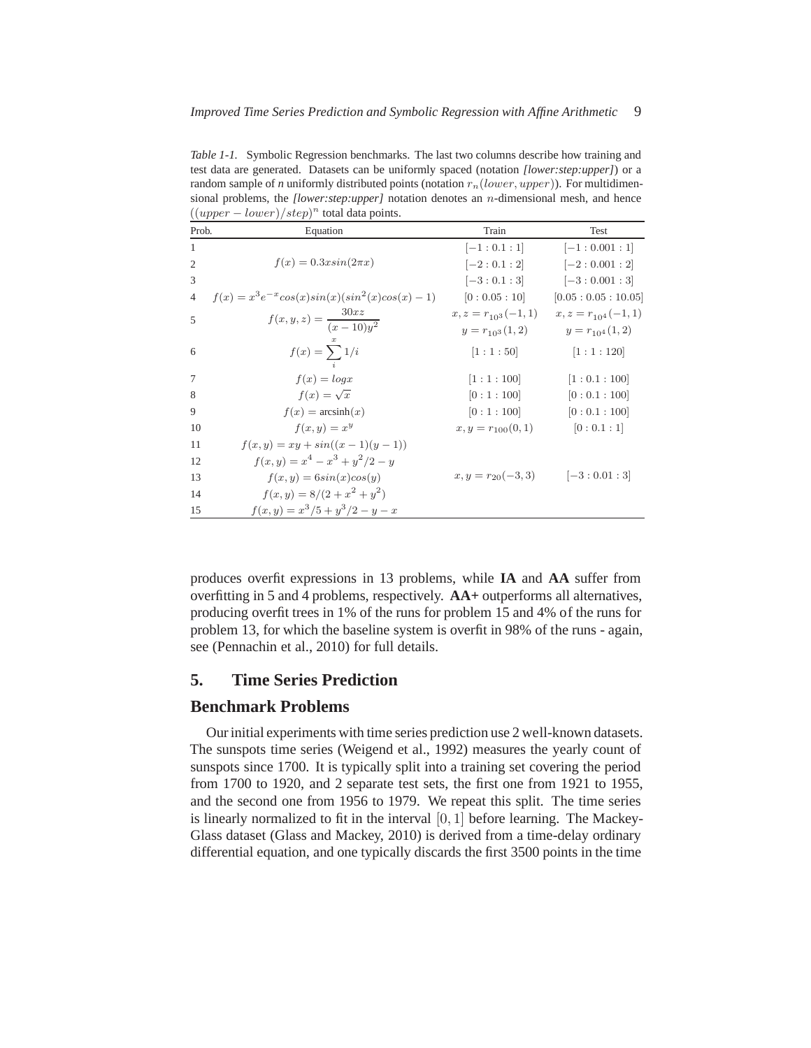*Table 1-1.* Symbolic Regression benchmarks. The last two columns describe how training and test data are generated. Datasets can be uniformly spaced (notation *[lower:step:upper]*) or a random sample of *n* uniformly distributed points (notation $r_n(lower, upper)$). For multidimensional problems, the *[lower:step:upper]* notation denotes an $n$-dimensional mesh, and hence $((upper - lower)/step)^n$ total data points.

| Prob. | Equation | Train | Test |
|---|---|---|---|
| 1 | | $[-1 : 0.1 : 1]$ | $[-1 : 0.001 : 1]$ |
| 2 | $f(x) = 0.3xsin(2\pi x)$ | $[-2 : 0.1 : 2]$ | $[-2 : 0.001 : 2]$ |
| 3 | | $[-3 : 0.1 : 3]$ | $[-3 : 0.001 : 3]$ |
| 4 | $f(x) = x^3e^{-x}cos(x)sin(x)(sin^2(x)cos(x) - 1)$ | $[0 : 0.05 : 10]$ | $[0.05 : 0.05 : 10.05]$ |
| 5 | $f(x, y, z) = \frac{30xz}{(x - 10)y^2}$ | $x, z = r_{10^3}(-1, 1)$ $y = r_{10^3}(1, 2)$ | $x, z = r_{10^4}(-1, 1)$ $y = r_{10^4}(1, 2)$ |
| 6 | $f(x) = \sum_i^x 1/i$ | $[1 : 1 : 50]$ | $[1 : 1 : 120]$ |
| 7 | $f(x) = logx$ | $[1 : 1 : 100]$ | $[1 : 0.1 : 100]$ |
| 8 | $f(x) = \sqrt{x}$ | $[0 : 1 : 100]$ | $[0 : 0.1 : 100]$ |
| 9 | $f(x) = \text{arcsinh}(x)$ | $[0 : 1 : 100]$ | $[0 : 0.1 : 100]$ |
| 10 | $f(x, y) = x^y$ | $x, y = r_{100}(0, 1)$ | $[0 : 0.1 : 1]$ |
| 11 | $f(x, y) = xy + sin((x - 1)(y - 1))$ | | |
| 12 | $f(x, y) = x^4 - x^3 + y^2/2 - y$ | | |
| 13 | $f(x, y) = 6sin(x)cos(y)$ | $x, y = r_{20}(-3, 3)$ | $[-3 : 0.01 : 3]$ |
| 14 | $f(x, y) = 8/(2 + x^2 + y^2)$ | | |
| 15 | $f(x, y) = x^3/5 + y^3/2 - y - x$ | | |

produces overfit expressions in 13 problems, while **IA** and **AA** suffer from overfitting in 5 and 4 problems, respectively. **AA+** outperforms all alternatives, producing overfit trees in 1% of the runs for problem 15 and 4% of the runs for problem 13, for which the baseline system is overfit in 98% of the runs - again, see (Pennachin et al., 2010) for full details.

## 5. Time Series Prediction

### Benchmark Problems

Our initial experiments with time series prediction use 2 well-known datasets. The sunspots time series (Weigend et al., 1992) measures the yearly count of sunspots since 1700. It is typically split into a training set covering the period from 1700 to 1920, and 2 separate test sets, the first one from 1921 to 1955, and the second one from 1956 to 1979. We repeat this split. The time series is linearly normalized to fit in the interval $[0, 1]$ before learning. The Mackey-Glass dataset (Glass and Mackey, 2010) is derived from a time-delay ordinary differential equation, and one typically discards the first 3500 points in the time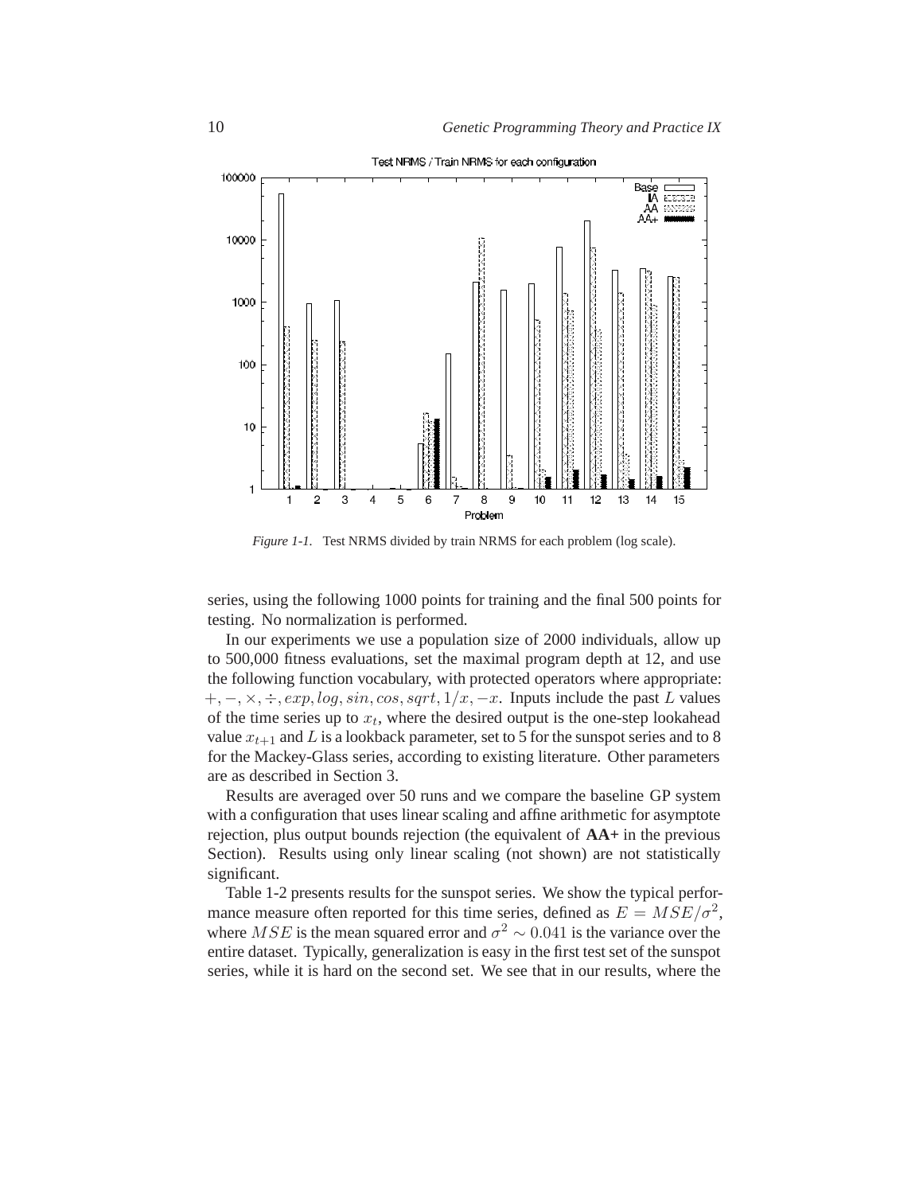*Figure 1-1.* Test NRMS divided by train NRMS for each problem (log scale).

series, using the following 1000 points for training and the final 500 points for testing. No normalization is performed.

In our experiments we use a population size of 2000 individuals, allow up to 500,000 fitness evaluations, set the maximal program depth at 12, and use the following function vocabulary, with protected operators where appropriate: $+, -, \times, \div, exp, log, sin, cos, sqrt, 1/x, -x$. Inputs include the past $L$ values of the time series up to $x_t$, where the desired output is the one-step lookahead value $x_{t+1}$ and $L$ is a lookback parameter, set to 5 for the sunspot series and to 8 for the Mackey-Glass series, according to existing literature. Other parameters are as described in Section 3.

Results are averaged over 50 runs and we compare the baseline GP system with a configuration that uses linear scaling and affine arithmetic for asymptote rejection, plus output bounds rejection (the equivalent of **AA+** in the previous Section). Results using only linear scaling (not shown) are not statistically significant.

Table 1-2 presents results for the sunspot series. We show the typical performance measure often reported for this time series, defined as $E = MSE/\sigma^2$, where $MSE$ is the mean squared error and $\sigma^2 \sim 0.041$ is the variance over the entire dataset. Typically, generalization is easy in the first test set of the sunspot series, while it is hard on the second set. We see that in our results, where the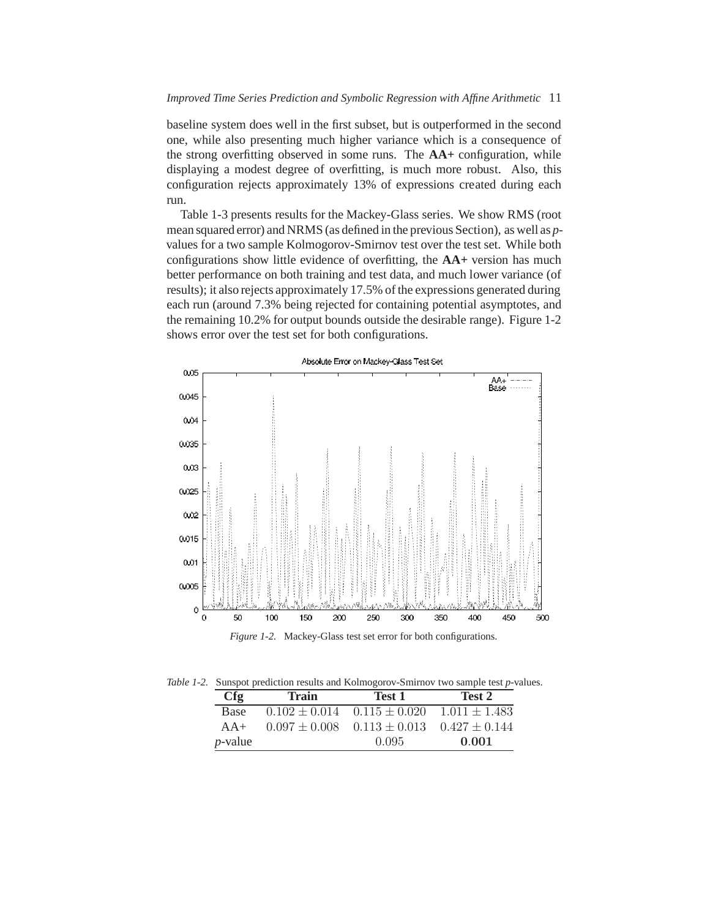baseline system does well in the first subset, but is outperformed in the second one, while also presenting much higher variance which is a consequence of the strong overfitting observed in some runs. The **AA+** configuration, while displaying a modest degree of overfitting, is much more robust. Also, this configuration rejects approximately 13% of expressions created during each run.

Table 1-3 presents results for the Mackey-Glass series. We show RMS (root mean squared error) and NRMS (as defined in the previous Section), as well as *p*-values for a two sample Kolmogorov-Smirnov test over the test set. While both configurations show little evidence of overfitting, the **AA+** version has much better performance on both training and test data, and much lower variance (of results); it also rejects approximately 17.5% of the expressions generated during each run (around 7.3% being rejected for containing potential asymptotes, and the remaining 10.2% for output bounds outside the desirable range). Figure 1-2 shows error over the test set for both configurations.

*Figure 1-2.* Mackey-Glass test set error for both configurations.

*Table 1-2.* Sunspot prediction results and Kolmogorov-Smirnov two sample test *p*-values.

| Cfg | Train | Test 1 | Test 2 |
|---|---|---|---|
| Base | $0.102 \pm 0.014$ | $0.115 \pm 0.020$ | $1.011 \pm 1.483$ |
| AA+ | $0.097 \pm 0.008$ | $0.113 \pm 0.013$ | $0.427 \pm 0.144$ |
| *p*-value | | $0.095$ | $\mathbf{0.001}$ |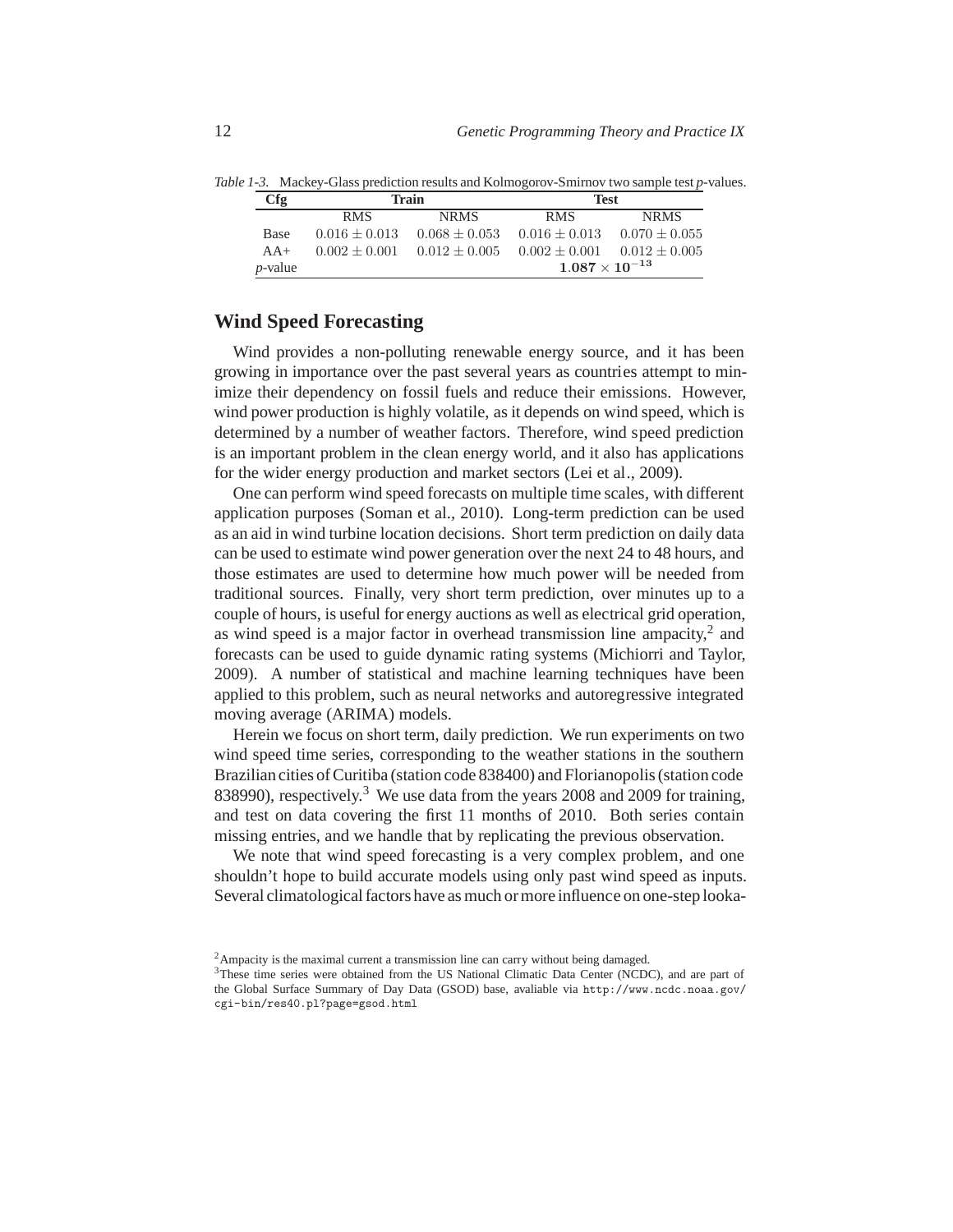*Table 1-3.* Mackey-Glass prediction results and Kolmogorov-Smirnov two sample test *p*-values.

| Cfg | Train | | Test | |
|---|---|---|---|---|
| | RMS | NRMS | RMS | NRMS |
| Base | $0.016 \pm 0.013$ | $0.068 \pm 0.053$ | $0.016 \pm 0.013$ | $0.070 \pm 0.055$ |
| AA+ | $0.002 \pm 0.001$ | $0.012 \pm 0.005$ | $0.002 \pm 0.001$ | $0.012 \pm 0.005$ |
| *p*-value | | | $\mathbf{1.087 \times 10^{-13}}$ | |

## Wind Speed Forecasting

Wind provides a non-polluting renewable energy source, and it has been growing in importance over the past several years as countries attempt to minimize their dependency on fossil fuels and reduce their emissions. However, wind power production is highly volatile, as it depends on wind speed, which is determined by a number of weather factors. Therefore, wind speed prediction is an important problem in the clean energy world, and it also has applications for the wider energy production and market sectors (Lei et al., 2009).

One can perform wind speed forecasts on multiple time scales, with different application purposes (Soman et al., 2010). Long-term prediction can be used as an aid in wind turbine location decisions. Short term prediction on daily data can be used to estimate wind power generation over the next 24 to 48 hours, and those estimates are used to determine how much power will be needed from traditional sources. Finally, very short term prediction, over minutes up to a couple of hours, is useful for energy auctions as well as electrical grid operation, as wind speed is a major factor in overhead transmission line ampacity,[2] and forecasts can be used to guide dynamic rating systems (Michiorri and Taylor, 2009). A number of statistical and machine learning techniques have been applied to this problem, such as neural networks and autoregressive integrated moving average (ARIMA) models.

Herein we focus on short term, daily prediction. We run experiments on two wind speed time series, corresponding to the weather stations in the southern Brazilian cities of Curitiba (station code 838400) and Florianopolis (station code 838990), respectively.[3] We use data from the years 2008 and 2009 for training, and test on data covering the first 11 months of 2010. Both series contain missing entries, and we handle that by replicating the previous observation.

We note that wind speed forecasting is a very complex problem, and one shouldn't hope to build accurate models using only past wind speed as inputs. Several climatological factors have as much or more influence on one-step looka-

[2] Ampacity is the maximal current a transmission line can carry without being damaged.

[3] These time series were obtained from the US National Climatic Data Center (NCDC), and are part of the Global Surface Summary of Day Data (GSOD) base, avaliable via `http://www.ncdc.noaa.gov/cgi-bin/res40.pl?page=gsod.html`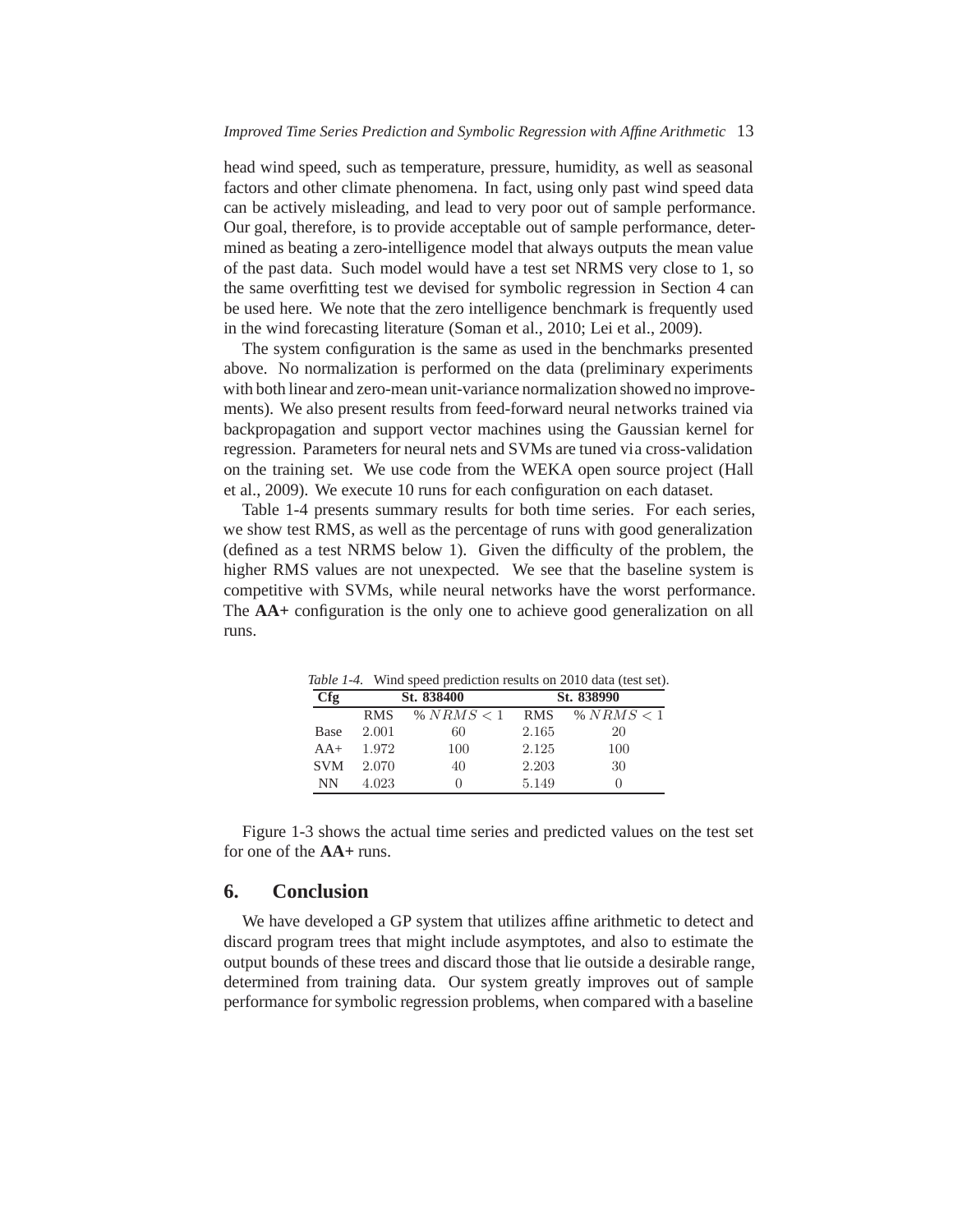head wind speed, such as temperature, pressure, humidity, as well as seasonal factors and other climate phenomena. In fact, using only past wind speed data can be actively misleading, and lead to very poor out of sample performance. Our goal, therefore, is to provide acceptable out of sample performance, determined as beating a zero-intelligence model that always outputs the mean value of the past data. Such model would have a test set NRMS very close to 1, so the same overfitting test we devised for symbolic regression in Section 4 can be used here. We note that the zero intelligence benchmark is frequently used in the wind forecasting literature (Soman et al., 2010; Lei et al., 2009).

The system configuration is the same as used in the benchmarks presented above. No normalization is performed on the data (preliminary experiments with both linear and zero-mean unit-variance normalization showed no improvements). We also present results from feed-forward neural networks trained via backpropagation and support vector machines using the Gaussian kernel for regression. Parameters for neural nets and SVMs are tuned via cross-validation on the training set. We use code from the WEKA open source project (Hall et al., 2009). We execute 10 runs for each configuration on each dataset.

Table 1-4 presents summary results for both time series. For each series, we show test RMS, as well as the percentage of runs with good generalization (defined as a test NRMS below 1). Given the difficulty of the problem, the higher RMS values are not unexpected. We see that the baseline system is competitive with SVMs, while neural networks have the worst performance. The **AA+** configuration is the only one to achieve good generalization on all runs.

*Table 1-4.* Wind speed prediction results on 2010 data (test set).

| Cfg | St. 838400 | | St. 838990 | |
|---|---|---|---|---|
| | RMS | $\% NRMS < 1$ | RMS | $\% NRMS < 1$ |
| Base | 2.001 | 60 | 2.165 | 20 |
| AA+ | 1.972 | 100 | 2.125 | 100 |
| SVM | 2.070 | 40 | 2.203 | 30 |
| NN | 4.023 | 0 | 5.149 | 0 |

Figure 1-3 shows the actual time series and predicted values on the test set for one of the **AA+** runs.

## 6. Conclusion

We have developed a GP system that utilizes affine arithmetic to detect and discard program trees that might include asymptotes, and also to estimate the output bounds of these trees and discard those that lie outside a desirable range, determined from training data. Our system greatly improves out of sample performance for symbolic regression problems, when compared with a baseline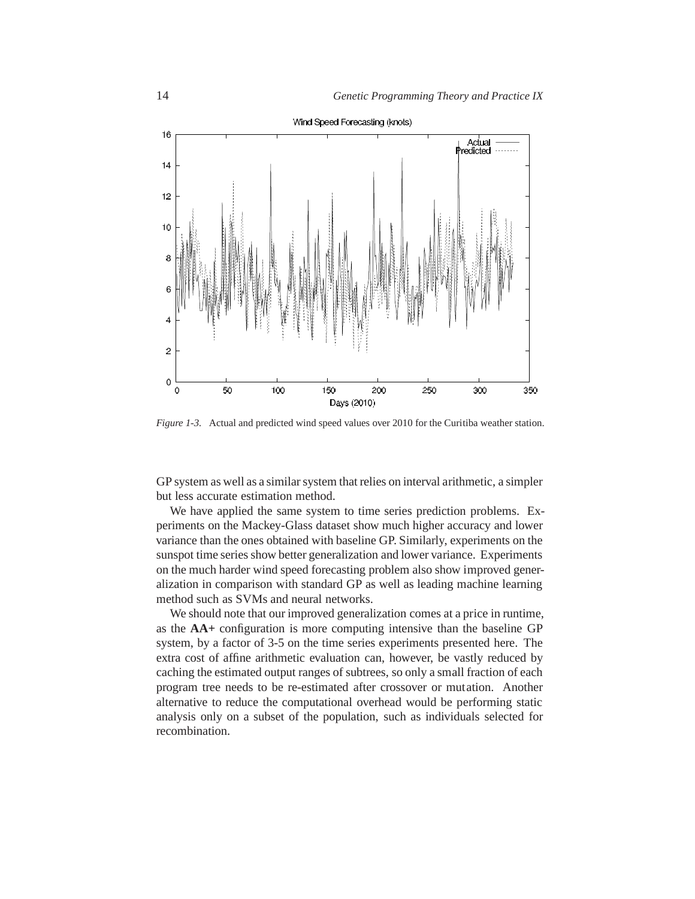*Figure 1-3.* Actual and predicted wind speed values over 2010 for the Curitiba weather station.

GP system as well as a similar system that relies on interval arithmetic, a simpler but less accurate estimation method.

We have applied the same system to time series prediction problems. Experiments on the Mackey-Glass dataset show much higher accuracy and lower variance than the ones obtained with baseline GP. Similarly, experiments on the sunspot time series show better generalization and lower variance. Experiments on the much harder wind speed forecasting problem also show improved generalization in comparison with standard GP as well as leading machine learning method such as SVMs and neural networks.

We should note that our improved generalization comes at a price in runtime, as the **AA+** configuration is more computing intensive than the baseline GP system, by a factor of 3-5 on the time series experiments presented here. The extra cost of affine arithmetic evaluation can, however, be vastly reduced by caching the estimated output ranges of subtrees, so only a small fraction of each program tree needs to be re-estimated after crossover or mutation. Another alternative to reduce the computational overhead would be performing static analysis only on a subset of the population, such as individuals selected for recombination.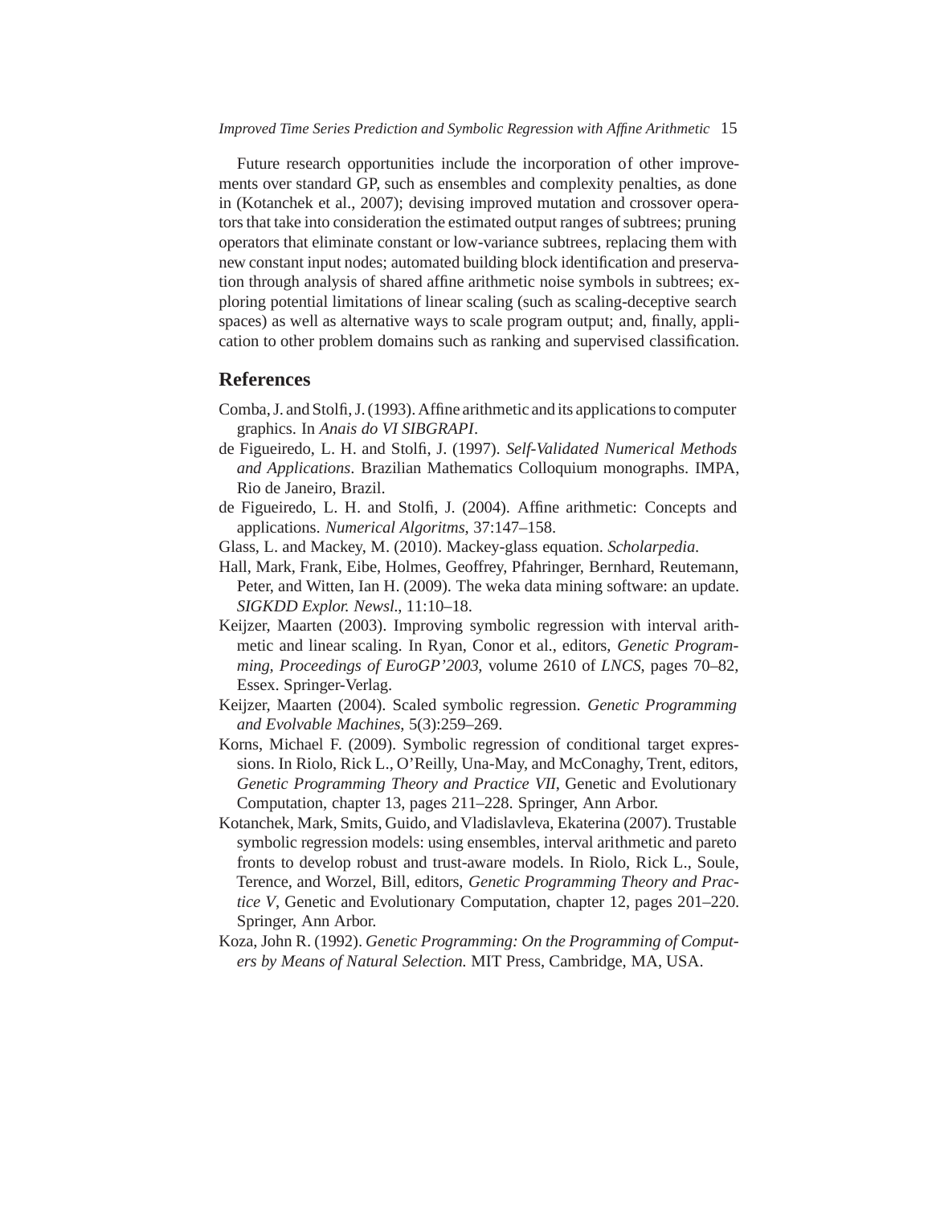Future research opportunities include the incorporation of other improvements over standard GP, such as ensembles and complexity penalties, as done in (Kotanchek et al., 2007); devising improved mutation and crossover operators that take into consideration the estimated output ranges of subtrees; pruning operators that eliminate constant or low-variance subtrees, replacing them with new constant input nodes; automated building block identification and preservation through analysis of shared affine arithmetic noise symbols in subtrees; exploring potential limitations of linear scaling (such as scaling-deceptive search spaces) as well as alternative ways to scale program output; and, finally, application to other problem domains such as ranking and supervised classification.

## References

Comba, J. and Stolfi, J. (1993). Affine arithmetic and its applications to computer graphics. In *Anais do VI SIBGRAPI*.

de Figueiredo, L. H. and Stolfi, J. (1997). *Self-Validated Numerical Methods and Applications*. Brazilian Mathematics Colloquium monographs. IMPA, Rio de Janeiro, Brazil.

de Figueiredo, L. H. and Stolfi, J. (2004). Affine arithmetic: Concepts and applications. *Numerical Algoritms*, 37:147–158.

Glass, L. and Mackey, M. (2010). Mackey-glass equation. *Scholarpedia*.

Hall, Mark, Frank, Eibe, Holmes, Geoffrey, Pfahringer, Bernhard, Reutemann, Peter, and Witten, Ian H. (2009). The weka data mining software: an update. *SIGKDD Explor. Newsl.*, 11:10–18.

Keijzer, Maarten (2003). Improving symbolic regression with interval arithmetic and linear scaling. In Ryan, Conor et al., editors, *Genetic Programming, Proceedings of EuroGP'2003*, volume 2610 of *LNCS*, pages 70–82, Essex. Springer-Verlag.

Keijzer, Maarten (2004). Scaled symbolic regression. *Genetic Programming and Evolvable Machines*, 5(3):259–269.

Korns, Michael F. (2009). Symbolic regression of conditional target expressions. In Riolo, Rick L., O'Reilly, Una-May, and McConaghy, Trent, editors, *Genetic Programming Theory and Practice VII*, Genetic and Evolutionary Computation, chapter 13, pages 211–228. Springer, Ann Arbor.

Kotanchek, Mark, Smits, Guido, and Vladislavleva, Ekaterina (2007). Trustable symbolic regression models: using ensembles, interval arithmetic and pareto fronts to develop robust and trust-aware models. In Riolo, Rick L., Soule, Terence, and Worzel, Bill, editors, *Genetic Programming Theory and Practice V*, Genetic and Evolutionary Computation, chapter 12, pages 201–220. Springer, Ann Arbor.

Koza, John R. (1992). *Genetic Programming: On the Programming of Computers by Means of Natural Selection.* MIT Press, Cambridge, MA, USA.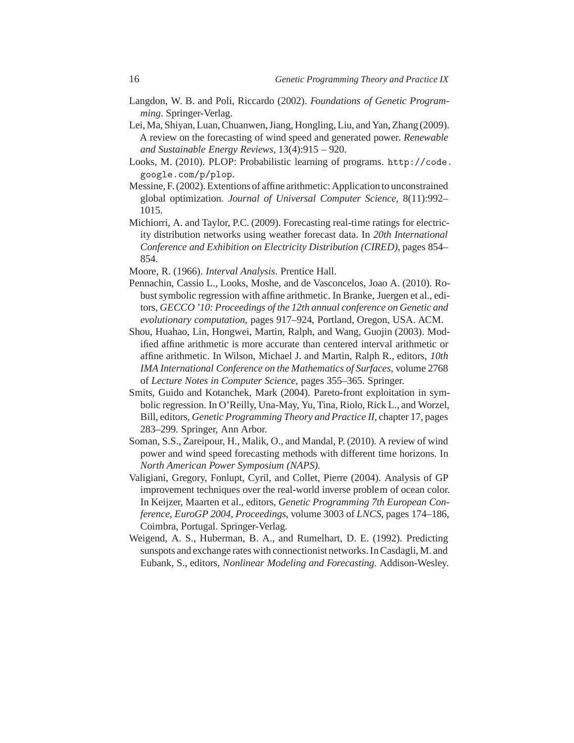Langdon, W. B. and Poli, Riccardo (2002). *Foundations of Genetic Programming*. Springer-Verlag.

Lei, Ma, Shiyan, Luan, Chuanwen, Jiang, Hongling, Liu, and Yan, Zhang (2009). A review on the forecasting of wind speed and generated power. *Renewable and Sustainable Energy Reviews*, 13(4):915 – 920.

Looks, M. (2010). PLOP: Probabilistic learning of programs. `http://code.google.com/p/plop`.

Messine, F. (2002). Extentions of affine arithmetic: Application to unconstrained global optimization. *Journal of Universal Computer Science*, 8(11):992–1015.

Michiorri, A. and Taylor, P.C. (2009). Forecasting real-time ratings for electricity distribution networks using weather forecast data. In *20th International Conference and Exhibition on Electricity Distribution (CIRED)*, pages 854–854.

Moore, R. (1966). *Interval Analysis*. Prentice Hall.

Pennachin, Cassio L., Looks, Moshe, and de Vasconcelos, Joao A. (2010). Robust symbolic regression with affine arithmetic. In Branke, Juergen et al., editors, *GECCO '10: Proceedings of the 12th annual conference on Genetic and evolutionary computation*, pages 917–924, Portland, Oregon, USA. ACM.

Shou, Huahao, Lin, Hongwei, Martin, Ralph, and Wang, Guojin (2003). Modified affine arithmetic is more accurate than centered interval arithmetic or affine arithmetic. In Wilson, Michael J. and Martin, Ralph R., editors, *10th IMA International Conference on the Mathematics of Surfaces*, volume 2768 of *Lecture Notes in Computer Science*, pages 355–365. Springer.

Smits, Guido and Kotanchek, Mark (2004). Pareto-front exploitation in symbolic regression. In O'Reilly, Una-May, Yu, Tina, Riolo, Rick L., and Worzel, Bill, editors, *Genetic Programming Theory and Practice II*, chapter 17, pages 283–299. Springer, Ann Arbor.

Soman, S.S., Zareipour, H., Malik, O., and Mandal, P. (2010). A review of wind power and wind speed forecasting methods with different time horizons. In *North American Power Symposium (NAPS)*.

Valigiani, Gregory, Fonlupt, Cyril, and Collet, Pierre (2004). Analysis of GP improvement techniques over the real-world inverse problem of ocean color. In Keijzer, Maarten et al., editors, *Genetic Programming 7th European Conference, EuroGP 2004, Proceedings*, volume 3003 of *LNCS*, pages 174–186, Coimbra, Portugal. Springer-Verlag.

Weigend, A. S., Huberman, B. A., and Rumelhart, D. E. (1992). Predicting sunspots and exchange rates with connectionist networks. In Casdagli, M. and Eubank, S., editors, *Nonlinear Modeling and Forecasting*. Addison-Wesley.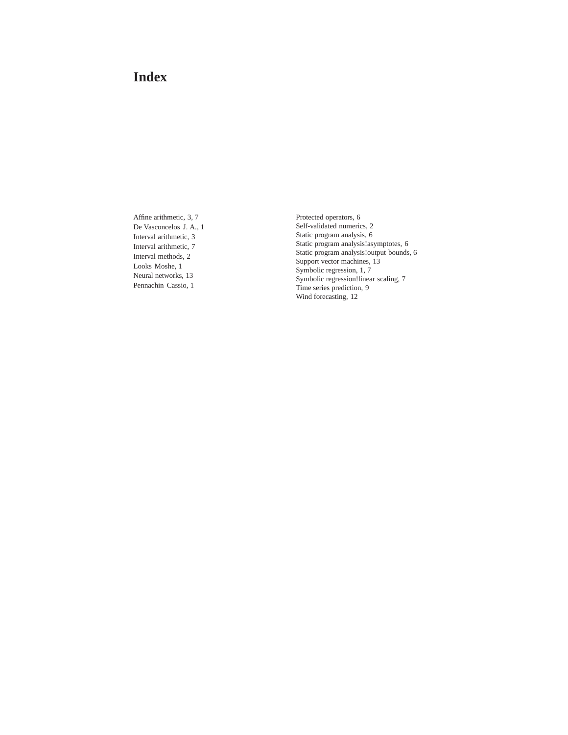# Index

Affine arithmetic, 3, 7
De Vasconcelos J. A., 1
Interval arithmetic, 3
Interval arithmetic, 7
Interval methods, 2
Looks Moshe, 1
Neural networks, 13
Pennachin Cassio, 1
Protected operators, 6
Self-validated numerics, 2
Static program analysis, 6
Static program analysis!asymptotes, 6
Static program analysis!output bounds, 6
Support vector machines, 13
Symbolic regression, 1, 7
Symbolic regression!linear scaling, 7
Time series prediction, 9
Wind forecasting, 12